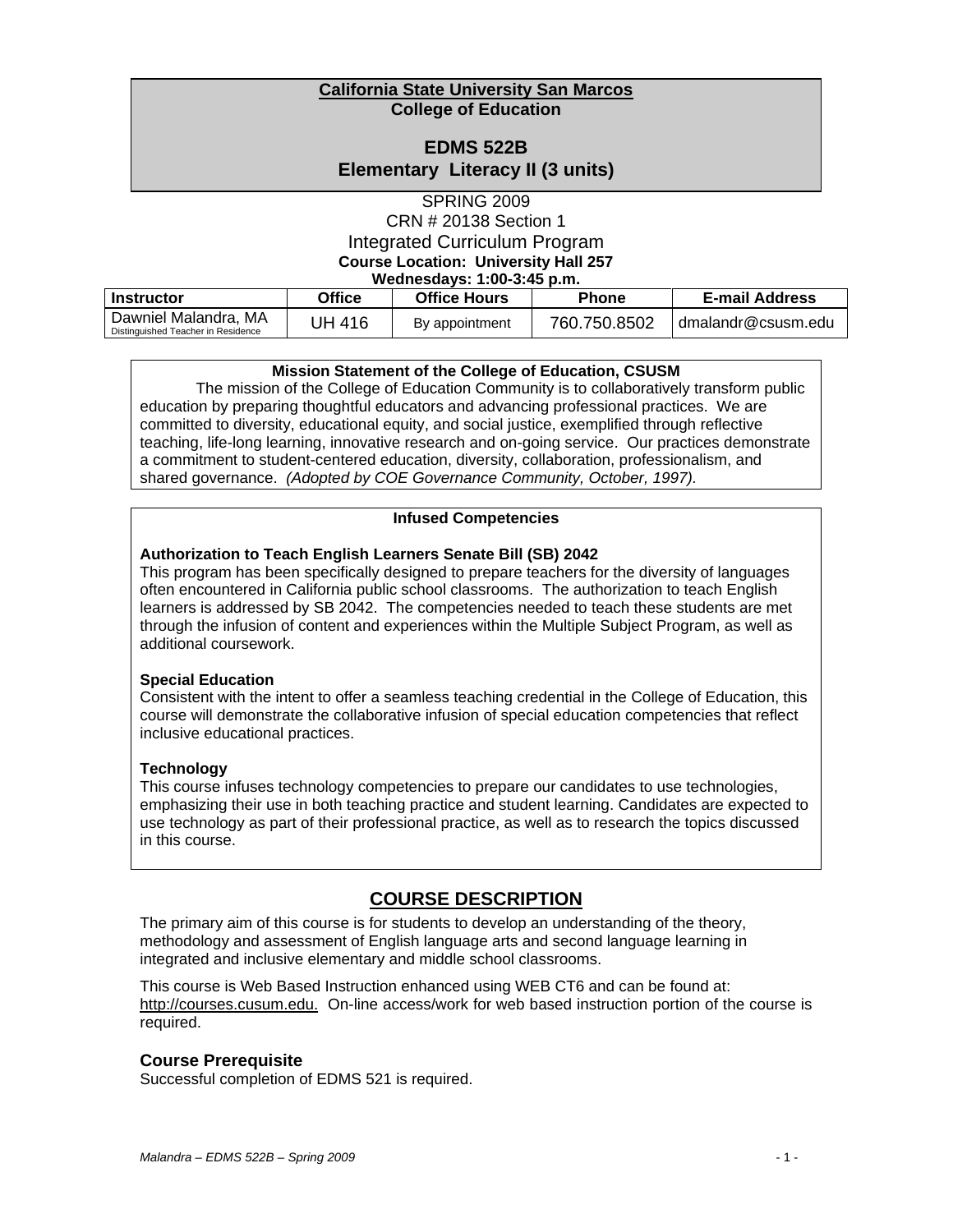**California State University San Marcos**
**College of Education**

# EDMS 522B
# Elementary Literacy II (3 units)

SPRING 2009
CRN # 20138 Section 1
Integrated Curriculum Program
**Course Location: University Hall 257**
**Wednesdays: 1:00-3:45 p.m.**

| Instructor | Office | Office Hours | Phone | E-mail Address |
|---|---|---|---|---|
| Dawniel Malandra, MA<br>Distinguished Teacher in Residence | UH 416 | By appointment | 760.750.8502 | dmalandr@csusm.edu |

**Mission Statement of the College of Education, CSUSM**

The mission of the College of Education Community is to collaboratively transform public education by preparing thoughtful educators and advancing professional practices. We are committed to diversity, educational equity, and social justice, exemplified through reflective teaching, life-long learning, innovative research and on-going service. Our practices demonstrate a commitment to student-centered education, diversity, collaboration, professionalism, and shared governance. *(Adopted by COE Governance Community, October, 1997).*

**Infused Competencies**

**Authorization to Teach English Learners Senate Bill (SB) 2042**
This program has been specifically designed to prepare teachers for the diversity of languages often encountered in California public school classrooms. The authorization to teach English learners is addressed by SB 2042. The competencies needed to teach these students are met through the infusion of content and experiences within the Multiple Subject Program, as well as additional coursework.

**Special Education**
Consistent with the intent to offer a seamless teaching credential in the College of Education, this course will demonstrate the collaborative infusion of special education competencies that reflect inclusive educational practices.

**Technology**
This course infuses technology competencies to prepare our candidates to use technologies, emphasizing their use in both teaching practice and student learning. Candidates are expected to use technology as part of their professional practice, as well as to research the topics discussed in this course.

## COURSE DESCRIPTION

The primary aim of this course is for students to develop an understanding of the theory, methodology and assessment of English language arts and second language learning in integrated and inclusive elementary and middle school classrooms.

This course is Web Based Instruction enhanced using WEB CT6 and can be found at: http://courses.cusum.edu. On-line access/work for web based instruction portion of the course is required.

### Course Prerequisite
Successful completion of EDMS 521 is required.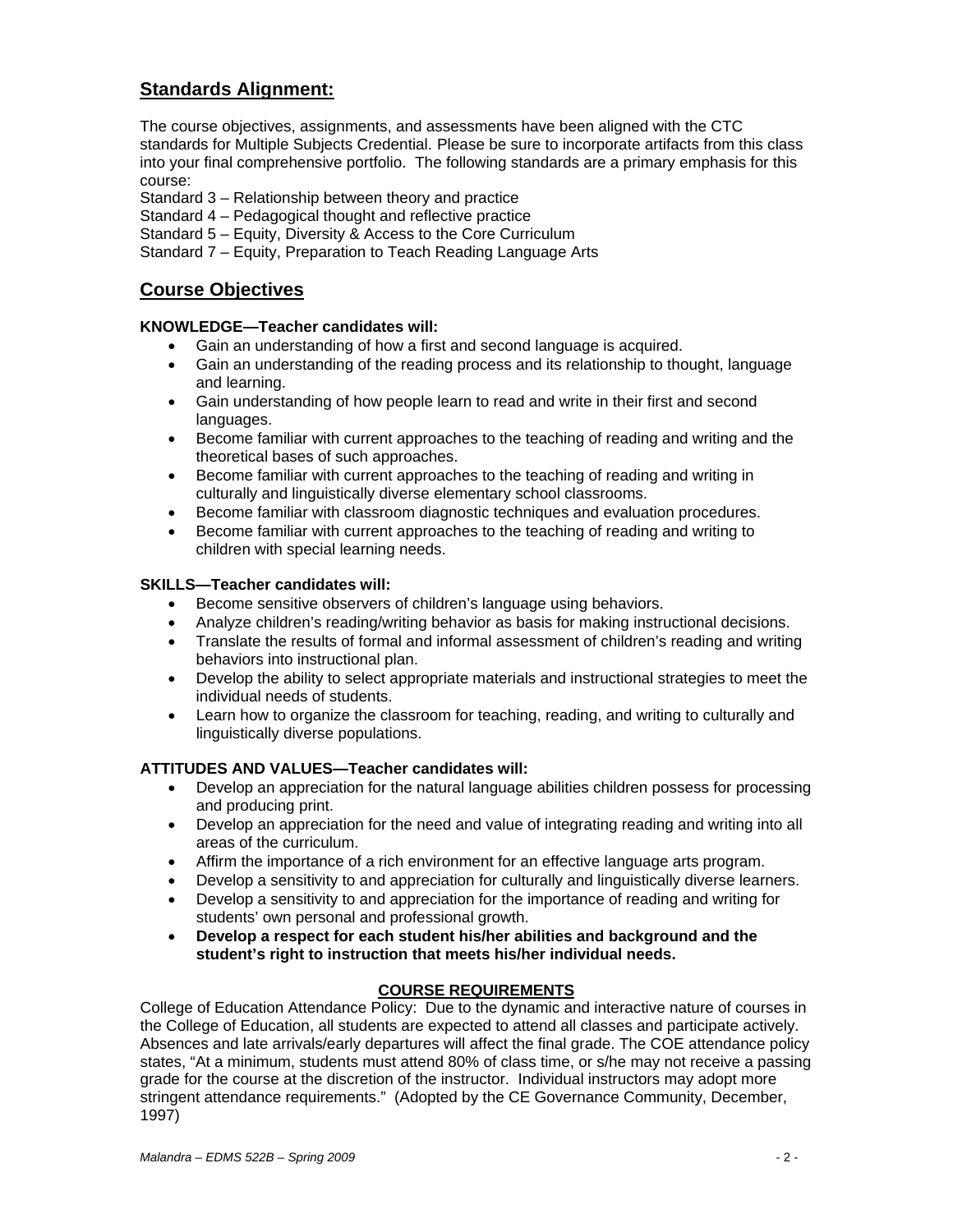## Standards Alignment:

The course objectives, assignments, and assessments have been aligned with the CTC standards for Multiple Subjects Credential. Please be sure to incorporate artifacts from this class into your final comprehensive portfolio. The following standards are a primary emphasis for this course:

Standard 3 – Relationship between theory and practice
Standard 4 – Pedagogical thought and reflective practice
Standard 5 – Equity, Diversity & Access to the Core Curriculum
Standard 7 – Equity, Preparation to Teach Reading Language Arts

## Course Objectives

**KNOWLEDGE—Teacher candidates will:**

- Gain an understanding of how a first and second language is acquired.
- Gain an understanding of the reading process and its relationship to thought, language and learning.
- Gain understanding of how people learn to read and write in their first and second languages.
- Become familiar with current approaches to the teaching of reading and writing and the theoretical bases of such approaches.
- Become familiar with current approaches to the teaching of reading and writing in culturally and linguistically diverse elementary school classrooms.
- Become familiar with classroom diagnostic techniques and evaluation procedures.
- Become familiar with current approaches to the teaching of reading and writing to children with special learning needs.

**SKILLS—Teacher candidates will:**

- Become sensitive observers of children's language using behaviors.
- Analyze children's reading/writing behavior as basis for making instructional decisions.
- Translate the results of formal and informal assessment of children's reading and writing behaviors into instructional plan.
- Develop the ability to select appropriate materials and instructional strategies to meet the individual needs of students.
- Learn how to organize the classroom for teaching, reading, and writing to culturally and linguistically diverse populations.

**ATTITUDES AND VALUES—Teacher candidates will:**

- Develop an appreciation for the natural language abilities children possess for processing and producing print.
- Develop an appreciation for the need and value of integrating reading and writing into all areas of the curriculum.
- Affirm the importance of a rich environment for an effective language arts program.
- Develop a sensitivity to and appreciation for culturally and linguistically diverse learners.
- Develop a sensitivity to and appreciation for the importance of reading and writing for students' own personal and professional growth.
- **Develop a respect for each student his/her abilities and background and the student's right to instruction that meets his/her individual needs.**

## COURSE REQUIREMENTS

College of Education Attendance Policy: Due to the dynamic and interactive nature of courses in the College of Education, all students are expected to attend all classes and participate actively. Absences and late arrivals/early departures will affect the final grade. The COE attendance policy states, "At a minimum, students must attend 80% of class time, or s/he may not receive a passing grade for the course at the discretion of the instructor. Individual instructors may adopt more stringent attendance requirements." (Adopted by the CE Governance Community, December, 1997)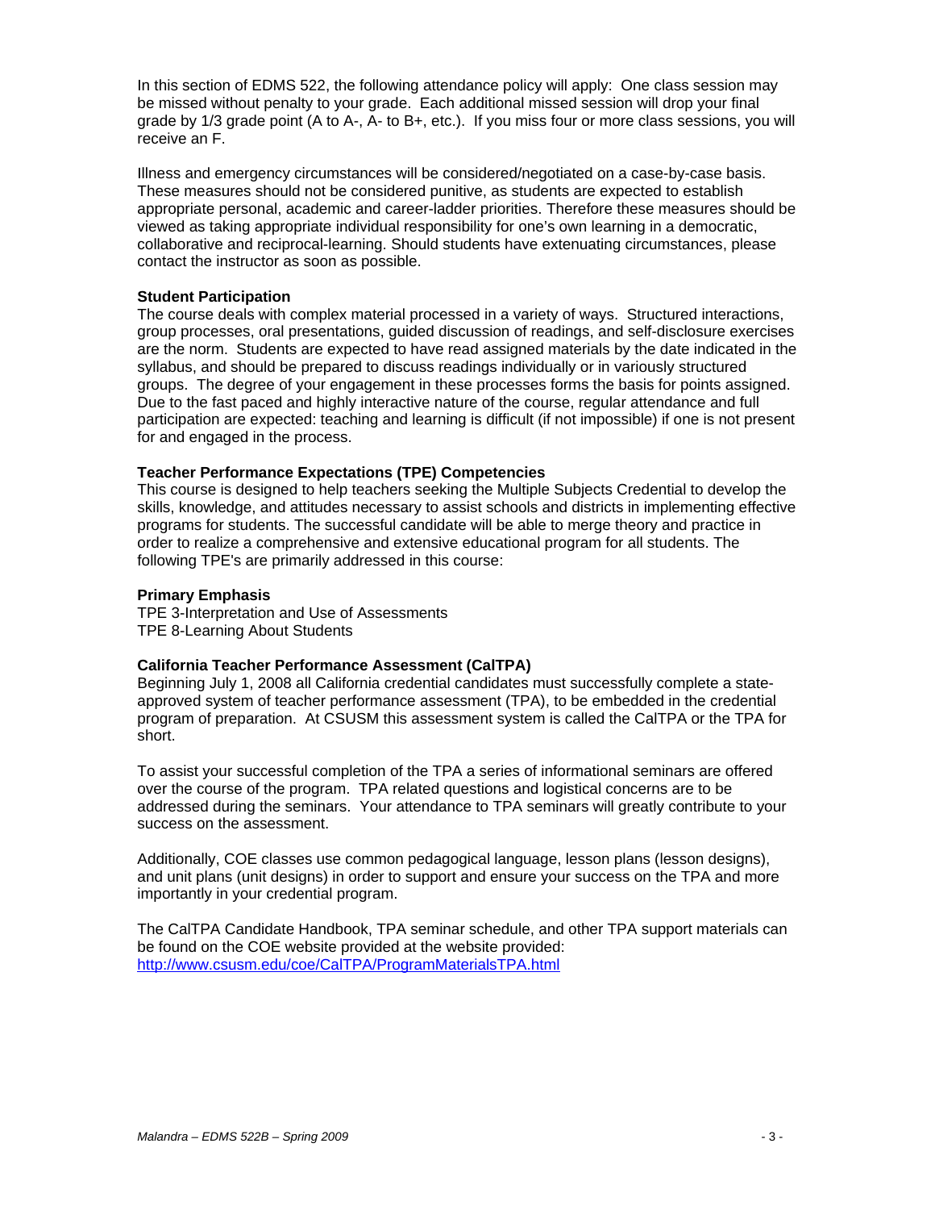In this section of EDMS 522, the following attendance policy will apply: One class session may be missed without penalty to your grade. Each additional missed session will drop your final grade by 1/3 grade point (A to A-, A- to B+, etc.). If you miss four or more class sessions, you will receive an F.

Illness and emergency circumstances will be considered/negotiated on a case-by-case basis. These measures should not be considered punitive, as students are expected to establish appropriate personal, academic and career-ladder priorities. Therefore these measures should be viewed as taking appropriate individual responsibility for one's own learning in a democratic, collaborative and reciprocal-learning. Should students have extenuating circumstances, please contact the instructor as soon as possible.

**Student Participation**

The course deals with complex material processed in a variety of ways. Structured interactions, group processes, oral presentations, guided discussion of readings, and self-disclosure exercises are the norm. Students are expected to have read assigned materials by the date indicated in the syllabus, and should be prepared to discuss readings individually or in variously structured groups. The degree of your engagement in these processes forms the basis for points assigned. Due to the fast paced and highly interactive nature of the course, regular attendance and full participation are expected: teaching and learning is difficult (if not impossible) if one is not present for and engaged in the process.

**Teacher Performance Expectations (TPE) Competencies**

This course is designed to help teachers seeking the Multiple Subjects Credential to develop the skills, knowledge, and attitudes necessary to assist schools and districts in implementing effective programs for students. The successful candidate will be able to merge theory and practice in order to realize a comprehensive and extensive educational program for all students. The following TPE's are primarily addressed in this course:

**Primary Emphasis**

TPE 3-Interpretation and Use of Assessments
TPE 8-Learning About Students

**California Teacher Performance Assessment (CalTPA)**

Beginning July 1, 2008 all California credential candidates must successfully complete a state-approved system of teacher performance assessment (TPA), to be embedded in the credential program of preparation. At CSUSM this assessment system is called the CalTPA or the TPA for short.

To assist your successful completion of the TPA a series of informational seminars are offered over the course of the program. TPA related questions and logistical concerns are to be addressed during the seminars. Your attendance to TPA seminars will greatly contribute to your success on the assessment.

Additionally, COE classes use common pedagogical language, lesson plans (lesson designs), and unit plans (unit designs) in order to support and ensure your success on the TPA and more importantly in your credential program.

The CalTPA Candidate Handbook, TPA seminar schedule, and other TPA support materials can be found on the COE website provided at the website provided:
http://www.csusm.edu/coe/CalTPA/ProgramMaterialsTPA.html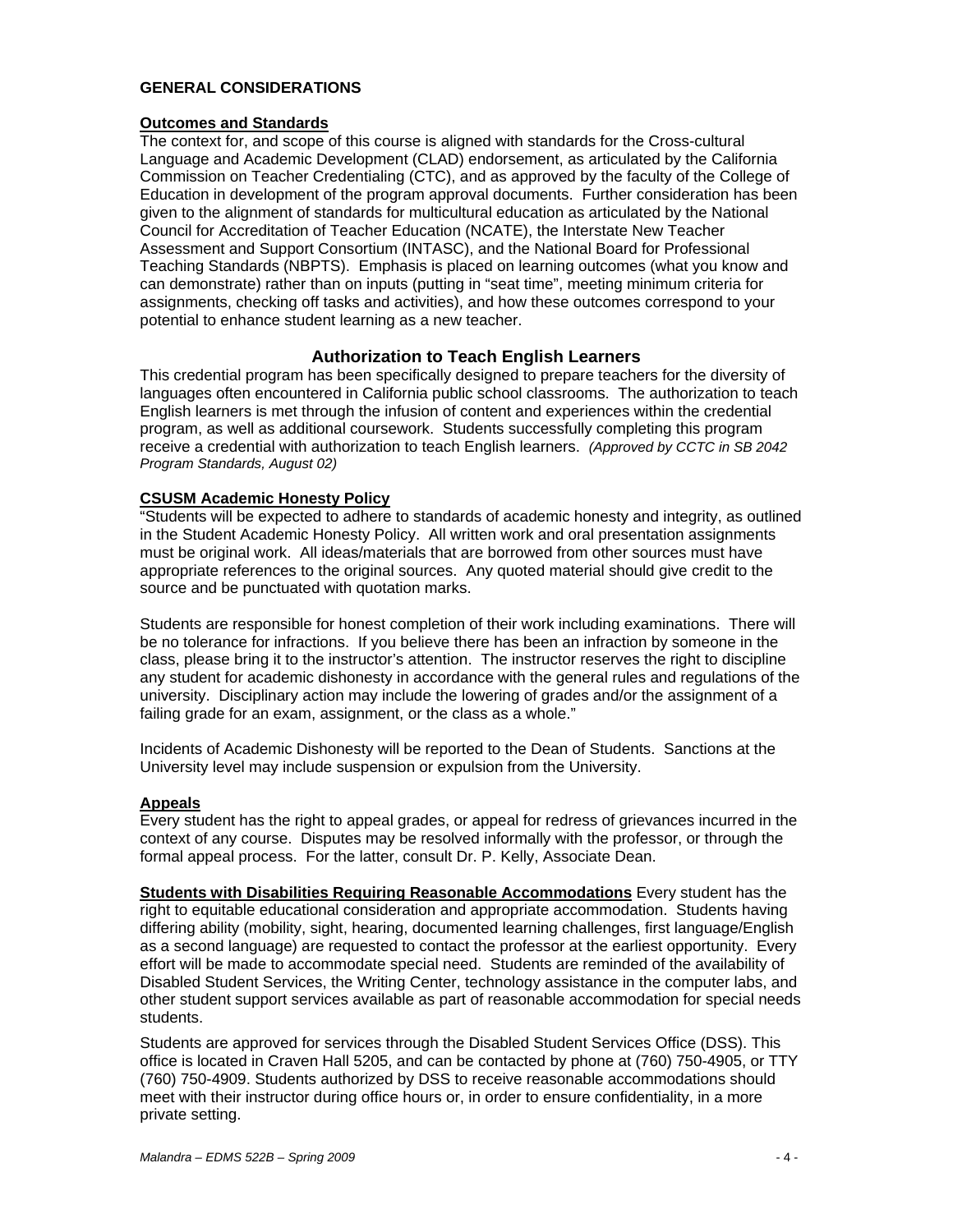## GENERAL CONSIDERATIONS

### Outcomes and Standards

The context for, and scope of this course is aligned with standards for the Cross-cultural Language and Academic Development (CLAD) endorsement, as articulated by the California Commission on Teacher Credentialing (CTC), and as approved by the faculty of the College of Education in development of the program approval documents. Further consideration has been given to the alignment of standards for multicultural education as articulated by the National Council for Accreditation of Teacher Education (NCATE), the Interstate New Teacher Assessment and Support Consortium (INTASC), and the National Board for Professional Teaching Standards (NBPTS). Emphasis is placed on learning outcomes (what you know and can demonstrate) rather than on inputs (putting in "seat time", meeting minimum criteria for assignments, checking off tasks and activities), and how these outcomes correspond to your potential to enhance student learning as a new teacher.

## Authorization to Teach English Learners

This credential program has been specifically designed to prepare teachers for the diversity of languages often encountered in California public school classrooms. The authorization to teach English learners is met through the infusion of content and experiences within the credential program, as well as additional coursework. Students successfully completing this program receive a credential with authorization to teach English learners. *(Approved by CCTC in SB 2042 Program Standards, August 02)*

### CSUSM Academic Honesty Policy

"Students will be expected to adhere to standards of academic honesty and integrity, as outlined in the Student Academic Honesty Policy. All written work and oral presentation assignments must be original work. All ideas/materials that are borrowed from other sources must have appropriate references to the original sources. Any quoted material should give credit to the source and be punctuated with quotation marks.

Students are responsible for honest completion of their work including examinations. There will be no tolerance for infractions. If you believe there has been an infraction by someone in the class, please bring it to the instructor's attention. The instructor reserves the right to discipline any student for academic dishonesty in accordance with the general rules and regulations of the university. Disciplinary action may include the lowering of grades and/or the assignment of a failing grade for an exam, assignment, or the class as a whole."

Incidents of Academic Dishonesty will be reported to the Dean of Students. Sanctions at the University level may include suspension or expulsion from the University.

### Appeals

Every student has the right to appeal grades, or appeal for redress of grievances incurred in the context of any course. Disputes may be resolved informally with the professor, or through the formal appeal process. For the latter, consult Dr. P. Kelly, Associate Dean.

**Students with Disabilities Requiring Reasonable Accommodations** Every student has the right to equitable educational consideration and appropriate accommodation. Students having differing ability (mobility, sight, hearing, documented learning challenges, first language/English as a second language) are requested to contact the professor at the earliest opportunity. Every effort will be made to accommodate special need. Students are reminded of the availability of Disabled Student Services, the Writing Center, technology assistance in the computer labs, and other student support services available as part of reasonable accommodation for special needs students.

Students are approved for services through the Disabled Student Services Office (DSS). This office is located in Craven Hall 5205, and can be contacted by phone at (760) 750-4905, or TTY (760) 750-4909. Students authorized by DSS to receive reasonable accommodations should meet with their instructor during office hours or, in order to ensure confidentiality, in a more private setting.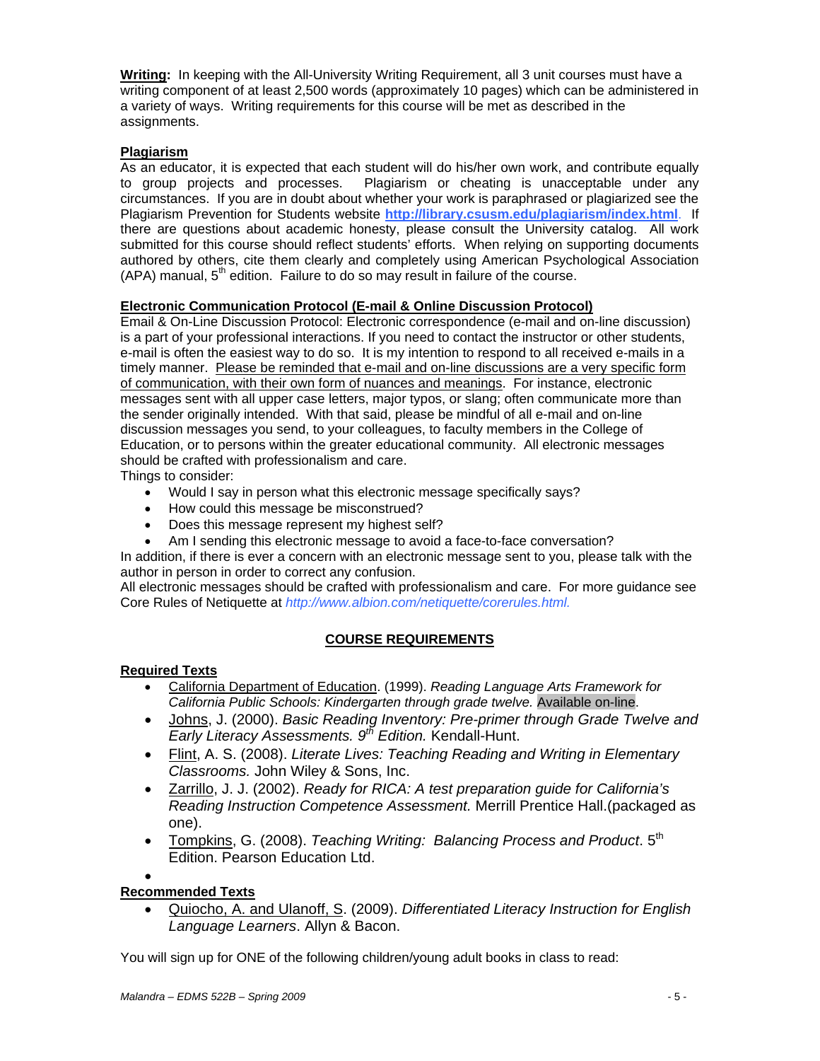**Writing:** In keeping with the All-University Writing Requirement, all 3 unit courses must have a writing component of at least 2,500 words (approximately 10 pages) which can be administered in a variety of ways. Writing requirements for this course will be met as described in the assignments.

**Plagiarism**

As an educator, it is expected that each student will do his/her own work, and contribute equally to group projects and processes. Plagiarism or cheating is unacceptable under any circumstances. If you are in doubt about whether your work is paraphrased or plagiarized see the Plagiarism Prevention for Students website **http://library.csusm.edu/plagiarism/index.html**. If there are questions about academic honesty, please consult the University catalog. All work submitted for this course should reflect students' efforts. When relying on supporting documents authored by others, cite them clearly and completely using American Psychological Association (APA) manual, 5th edition. Failure to do so may result in failure of the course.

**Electronic Communication Protocol (E-mail & Online Discussion Protocol)**

Email & On-Line Discussion Protocol: Electronic correspondence (e-mail and on-line discussion) is a part of your professional interactions. If you need to contact the instructor or other students, e-mail is often the easiest way to do so. It is my intention to respond to all received e-mails in a timely manner. Please be reminded that e-mail and on-line discussions are a very specific form of communication, with their own form of nuances and meanings. For instance, electronic messages sent with all upper case letters, major typos, or slang; often communicate more than the sender originally intended. With that said, please be mindful of all e-mail and on-line discussion messages you send, to your colleagues, to faculty members in the College of Education, or to persons within the greater educational community. All electronic messages should be crafted with professionalism and care.

Things to consider:

- Would I say in person what this electronic message specifically says?
- How could this message be misconstrued?
- Does this message represent my highest self?
- Am I sending this electronic message to avoid a face-to-face conversation?

In addition, if there is ever a concern with an electronic message sent to you, please talk with the author in person in order to correct any confusion.

All electronic messages should be crafted with professionalism and care. For more guidance see Core Rules of Netiquette at *http://www.albion.com/netiquette/corerules.html.*

## COURSE REQUIREMENTS

**Required Texts**

- California Department of Education. (1999). *Reading Language Arts Framework for California Public Schools: Kindergarten through grade twelve.* Available on-line.
- Johns, J. (2000). *Basic Reading Inventory: Pre-primer through Grade Twelve and Early Literacy Assessments. 9th Edition.* Kendall-Hunt.
- Flint, A. S. (2008). *Literate Lives: Teaching Reading and Writing in Elementary Classrooms.* John Wiley & Sons, Inc.
- Zarrillo, J. J. (2002). *Ready for RICA: A test preparation guide for California's Reading Instruction Competence Assessment.* Merrill Prentice Hall.(packaged as one).
- Tompkins, G. (2008). *Teaching Writing: Balancing Process and Product*. 5th Edition. Pearson Education Ltd.

**Recommended Texts**

- Quiocho, A. and Ulanoff, S. (2009). *Differentiated Literacy Instruction for English Language Learners*. Allyn & Bacon.

You will sign up for ONE of the following children/young adult books in class to read: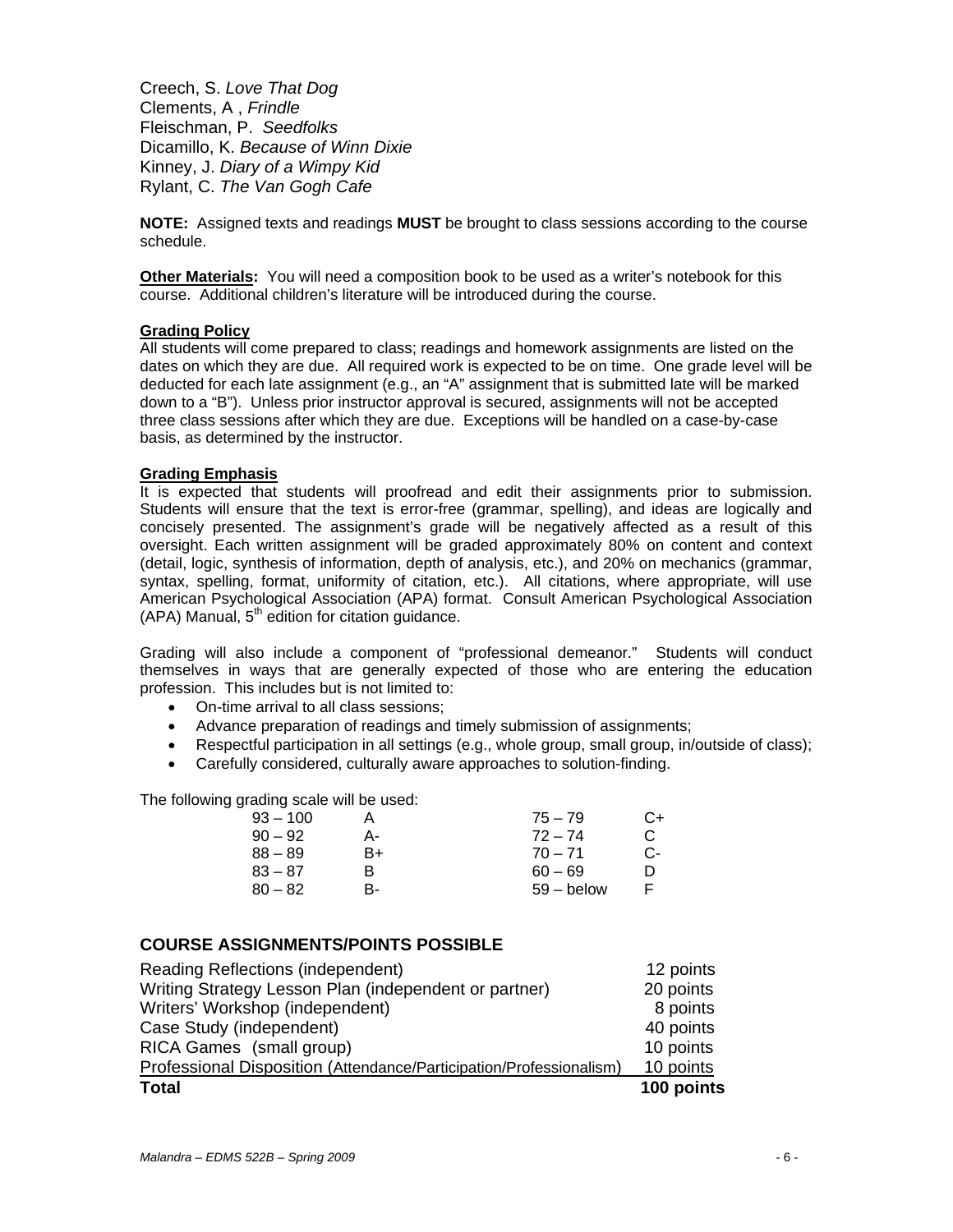Creech, S. *Love That Dog*
Clements, A , *Frindle*
Fleischman, P. *Seedfolks*
Dicamillo, K. *Because of Winn Dixie*
Kinney, J. *Diary of a Wimpy Kid*
Rylant, C. *The Van Gogh Cafe*

**NOTE:** Assigned texts and readings **MUST** be brought to class sessions according to the course schedule.

**Other Materials:** You will need a composition book to be used as a writer's notebook for this course. Additional children's literature will be introduced during the course.

**Grading Policy**

All students will come prepared to class; readings and homework assignments are listed on the dates on which they are due. All required work is expected to be on time. One grade level will be deducted for each late assignment (e.g., an "A" assignment that is submitted late will be marked down to a "B"). Unless prior instructor approval is secured, assignments will not be accepted three class sessions after which they are due. Exceptions will be handled on a case-by-case basis, as determined by the instructor.

**Grading Emphasis**

It is expected that students will proofread and edit their assignments prior to submission. Students will ensure that the text is error-free (grammar, spelling), and ideas are logically and concisely presented. The assignment's grade will be negatively affected as a result of this oversight. Each written assignment will be graded approximately 80% on content and context (detail, logic, synthesis of information, depth of analysis, etc.), and 20% on mechanics (grammar, syntax, spelling, format, uniformity of citation, etc.). All citations, where appropriate, will use American Psychological Association (APA) format. Consult American Psychological Association (APA) Manual, 5th edition for citation guidance.

Grading will also include a component of "professional demeanor." Students will conduct themselves in ways that are generally expected of those who are entering the education profession. This includes but is not limited to:

- On-time arrival to all class sessions;
- Advance preparation of readings and timely submission of assignments;
- Respectful participation in all settings (e.g., whole group, small group, in/outside of class);
- Carefully considered, culturally aware approaches to solution-finding.

The following grading scale will be used:

| | | | |
|---|---|---|---|
| 93 – 100 | A | 75 – 79 | C+ |
| 90 – 92 | A- | 72 – 74 | C |
| 88 – 89 | B+ | 70 – 71 | C- |
| 83 – 87 | B | 60 – 69 | D |
| 80 – 82 | B- | 59 – below | F |

## COURSE ASSIGNMENTS/POINTS POSSIBLE

| | |
|---|---|
| Reading Reflections (independent) | 12 points |
| Writing Strategy Lesson Plan (independent or partner) | 20 points |
| Writers' Workshop (independent) | 8 points |
| Case Study (independent) | 40 points |
| RICA Games (small group) | 10 points |
| Professional Disposition (Attendance/Participation/Professionalism) | 10 points |
| **Total** | **100 points** |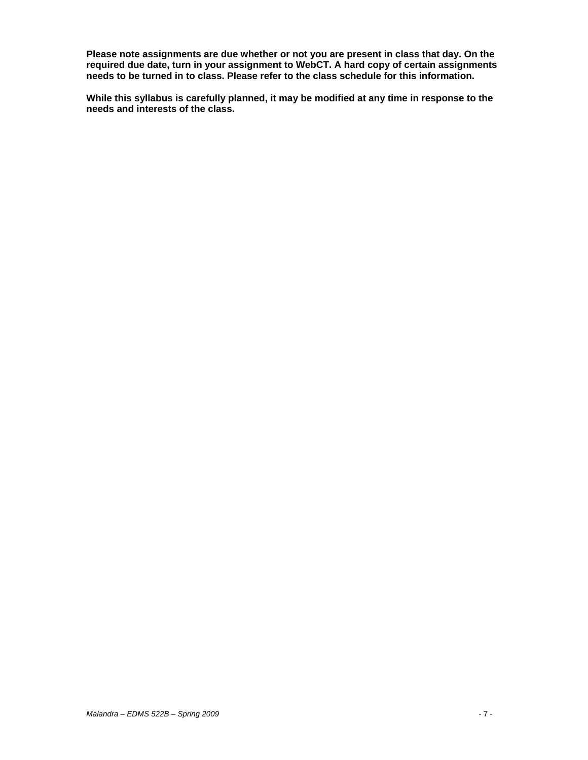**Please note assignments are due whether or not you are present in class that day. On the required due date, turn in your assignment to WebCT. A hard copy of certain assignments needs to be turned in to class. Please refer to the class schedule for this information.**

**While this syllabus is carefully planned, it may be modified at any time in response to the needs and interests of the class.**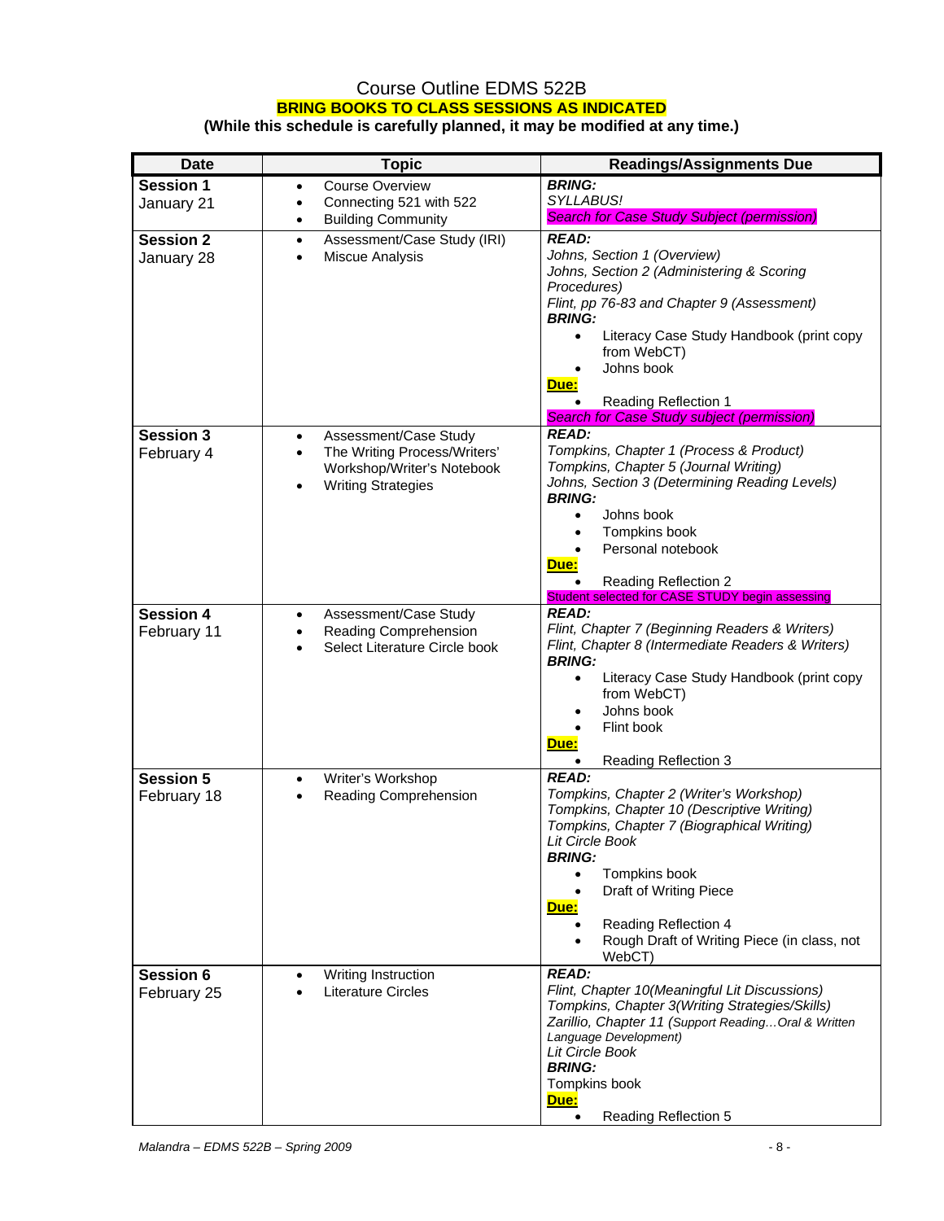# Course Outline EDMS 522B

**BRING BOOKS TO CLASS SESSIONS AS INDICATED**

**(While this schedule is carefully planned, it may be modified at any time.)**

| Date | Topic | Readings/Assignments Due |
|---|---|---|
| **Session 1** January 21 | • Course Overview<br>• Connecting 521 with 522<br>• Building Community | ***BRING:***<br>*SYLLABUS!*<br>*Search for Case Study Subject (permission)* |
| **Session 2** January 28 | • Assessment/Case Study (IRI)<br>• Miscue Analysis | ***READ:***<br>*Johns, Section 1 (Overview)*<br>*Johns, Section 2 (Administering & Scoring Procedures)*<br>*Flint, pp 76-83 and Chapter 9 (Assessment)*<br>***BRING:***<br>• Literacy Case Study Handbook (print copy from WebCT)<br>• Johns book<br>**Due:**<br>• Reading Reflection 1<br>*Search for Case Study subject (permission)* |
| **Session 3** February 4 | • Assessment/Case Study<br>• The Writing Process/Writers' Workshop/Writer's Notebook<br>• Writing Strategies | ***READ:***<br>*Tompkins, Chapter 1 (Process & Product)*<br>*Tompkins, Chapter 5 (Journal Writing)*<br>*Johns, Section 3 (Determining Reading Levels)*<br>***BRING:***<br>• Johns book<br>• Tompkins book<br>• Personal notebook<br>**Due:**<br>• Reading Reflection 2<br>Student selected for CASE STUDY begin assessing |
| **Session 4** February 11 | • Assessment/Case Study<br>• Reading Comprehension<br>• Select Literature Circle book | ***READ:***<br>*Flint, Chapter 7 (Beginning Readers & Writers)*<br>*Flint, Chapter 8 (Intermediate Readers & Writers)*<br>***BRING:***<br>• Literacy Case Study Handbook (print copy from WebCT)<br>• Johns book<br>• Flint book<br>**Due:**<br>• Reading Reflection 3 |
| **Session 5** February 18 | • Writer's Workshop<br>• Reading Comprehension | ***READ:***<br>*Tompkins, Chapter 2 (Writer's Workshop)*<br>*Tompkins, Chapter 10 (Descriptive Writing)*<br>*Tompkins, Chapter 7 (Biographical Writing)*<br>*Lit Circle Book*<br>***BRING:***<br>• Tompkins book<br>• Draft of Writing Piece<br>**Due:**<br>• Reading Reflection 4<br>• Rough Draft of Writing Piece (in class, not WebCT) |
| **Session 6** February 25 | • Writing Instruction<br>• Literature Circles | ***READ:***<br>*Flint, Chapter 10(Meaningful Lit Discussions)*<br>*Tompkins, Chapter 3(Writing Strategies/Skills)*<br>*Zarillio, Chapter 11 (Support Reading…Oral & Written Language Development)*<br>*Lit Circle Book*<br>***BRING:***<br>Tompkins book<br>**Due:**<br>• Reading Reflection 5 |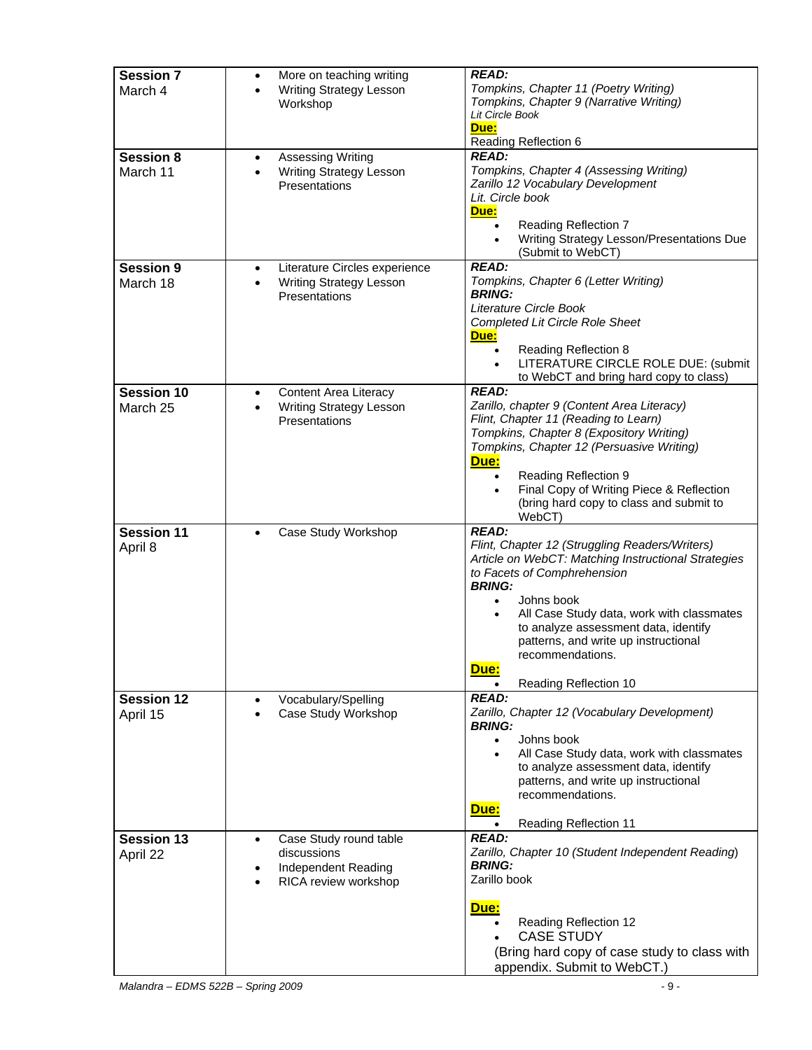| Session | Topics | Assignments |
|---|---|---|
| **Session 7**<br>March 4 | • More on teaching writing<br>• Writing Strategy Lesson Workshop | ***READ:***<br>*Tompkins, Chapter 11 (Poetry Writing)*<br>*Tompkins, Chapter 9 (Narrative Writing)*<br>*Lit Circle Book*<br>**Due:**<br>Reading Reflection 6 |
| **Session 8**<br>March 11 | • Assessing Writing<br>• Writing Strategy Lesson Presentations | ***READ:***<br>*Tompkins, Chapter 4 (Assessing Writing)*<br>*Zarillo 12 Vocabulary Development*<br>*Lit. Circle book*<br>**Due:**<br>• Reading Reflection 7<br>• Writing Strategy Lesson/Presentations Due (Submit to WebCT) |
| **Session 9**<br>March 18 | • Literature Circles experience<br>• Writing Strategy Lesson Presentations | ***READ:***<br>*Tompkins, Chapter 6 (Letter Writing)*<br>***BRING:***<br>*Literature Circle Book*<br>*Completed Lit Circle Role Sheet*<br>**Due:**<br>• Reading Reflection 8<br>• LITERATURE CIRCLE ROLE DUE: (submit to WebCT and bring hard copy to class) |
| **Session 10**<br>March 25 | • Content Area Literacy<br>• Writing Strategy Lesson Presentations | ***READ:***<br>*Zarillo, chapter 9 (Content Area Literacy)*<br>*Flint, Chapter 11 (Reading to Learn)*<br>*Tompkins, Chapter 8 (Expository Writing)*<br>*Tompkins, Chapter 12 (Persuasive Writing)*<br>**Due:**<br>• Reading Reflection 9<br>• Final Copy of Writing Piece & Reflection (bring hard copy to class and submit to WebCT) |
| **Session 11**<br>April 8 | • Case Study Workshop | ***READ:***<br>*Flint, Chapter 12 (Struggling Readers/Writers)*<br>*Article on WebCT: Matching Instructional Strategies to Facets of Comphrehension*<br>***BRING:***<br>• Johns book<br>• All Case Study data, work with classmates to analyze assessment data, identify patterns, and write up instructional recommendations.<br>**Due:**<br>• Reading Reflection 10 |
| **Session 12**<br>April 15 | • Vocabulary/Spelling<br>• Case Study Workshop | ***READ:***<br>*Zarillo, Chapter 12 (Vocabulary Development)*<br>***BRING:***<br>• Johns book<br>• All Case Study data, work with classmates to analyze assessment data, identify patterns, and write up instructional recommendations.<br>**Due:**<br>• Reading Reflection 11 |
| **Session 13**<br>April 22 | • Case Study round table discussions<br>• Independent Reading<br>• RICA review workshop | ***READ:***<br>*Zarillo, Chapter 10 (Student Independent Reading)*<br>***BRING:***<br>Zarillo book<br>**Due:**<br>• Reading Reflection 12<br>• CASE STUDY<br>(Bring hard copy of case study to class with appendix. Submit to WebCT.) |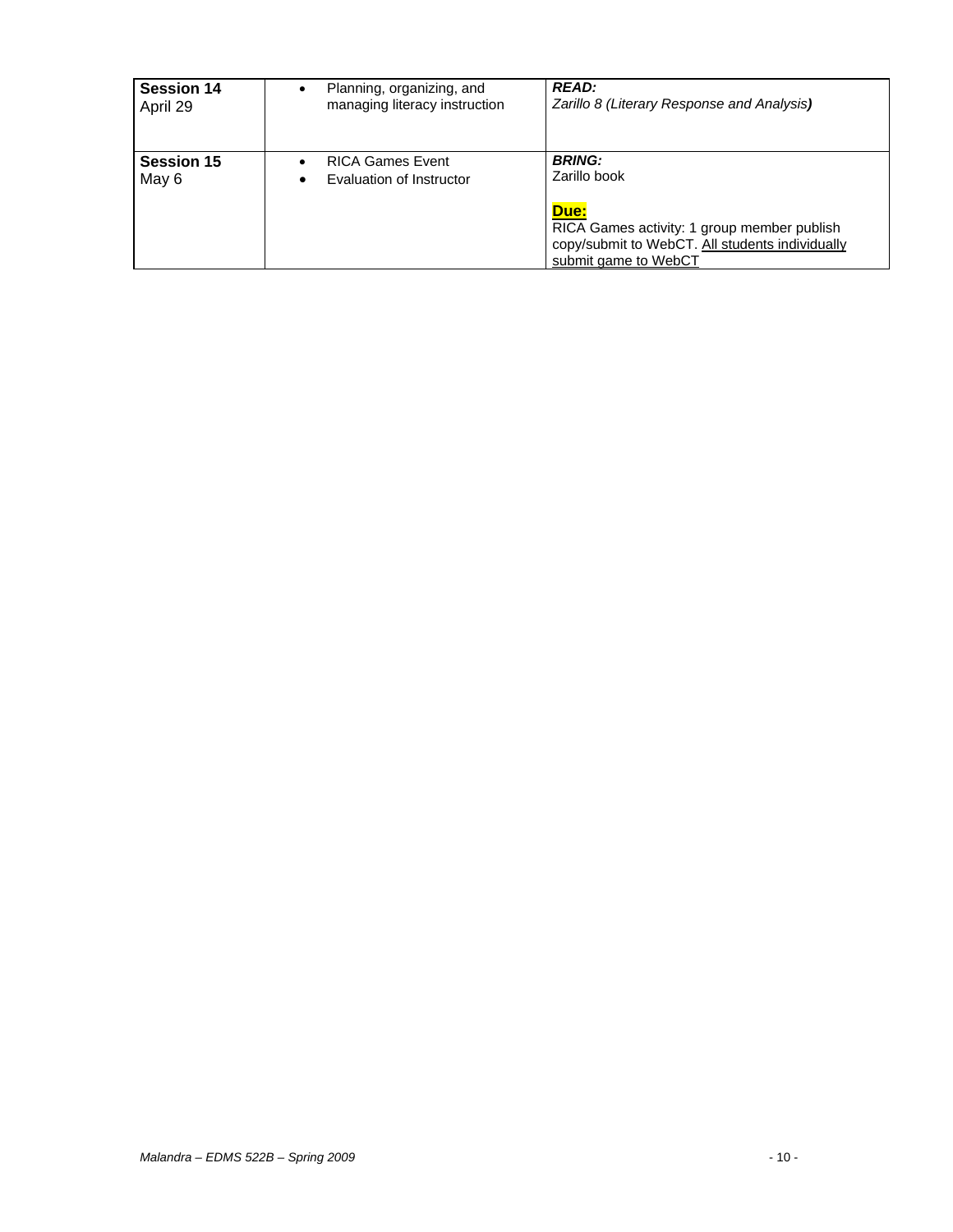| | | |
|---|---|---|
| **Session 14**<br>April 29 | • Planning, organizing, and managing literacy instruction | ***READ:***<br>*Zarillo 8 (Literary Response and Analysis**)*** |
| **Session 15**<br>May 6 | • RICA Games Event<br>• Evaluation of Instructor | ***BRING:***<br>Zarillo book<br><br>**Due:**<br>RICA Games activity: 1 group member publish copy/submit to WebCT. All students individually submit game to WebCT |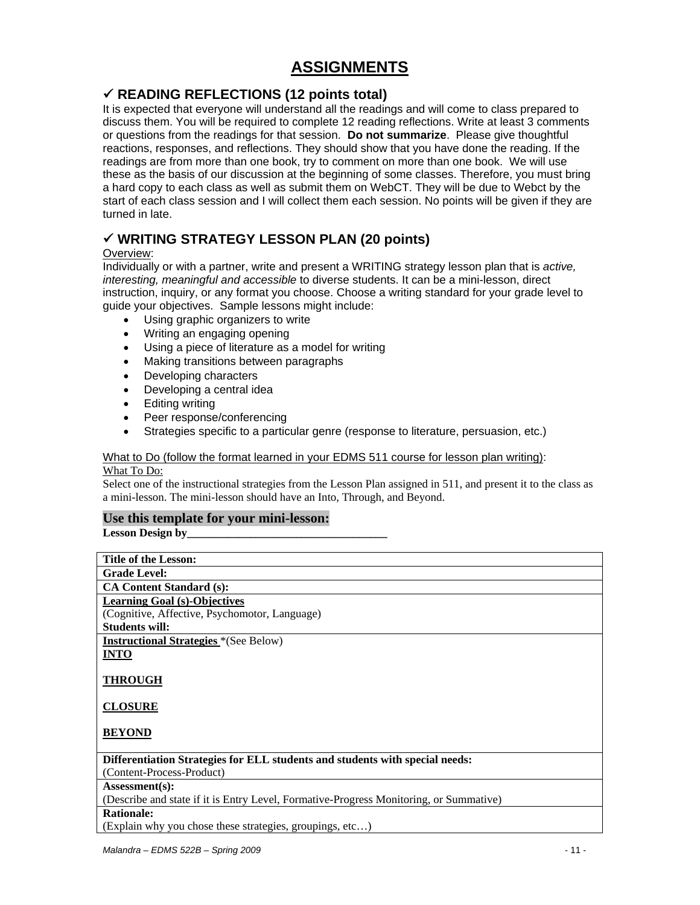# ASSIGNMENTS

## ✓ READING REFLECTIONS (12 points total)

It is expected that everyone will understand all the readings and will come to class prepared to discuss them. You will be required to complete 12 reading reflections. Write at least 3 comments or questions from the readings for that session. **Do not summarize**. Please give thoughtful reactions, responses, and reflections. They should show that you have done the reading. If the readings are from more than one book, try to comment on more than one book. We will use these as the basis of our discussion at the beginning of some classes. Therefore, you must bring a hard copy to each class as well as submit them on WebCT. They will be due to Webct by the start of each class session and I will collect them each session. No points will be given if they are turned in late.

## ✓ WRITING STRATEGY LESSON PLAN (20 points)

Overview:

Individually or with a partner, write and present a WRITING strategy lesson plan that is *active, interesting, meaningful and accessible* to diverse students. It can be a mini-lesson, direct instruction, inquiry, or any format you choose. Choose a writing standard for your grade level to guide your objectives. Sample lessons might include:

- Using graphic organizers to write
- Writing an engaging opening
- Using a piece of literature as a model for writing
- Making transitions between paragraphs
- Developing characters
- Developing a central idea
- Editing writing
- Peer response/conferencing
- Strategies specific to a particular genre (response to literature, persuasion, etc.)

What to Do (follow the format learned in your EDMS 511 course for lesson plan writing):

What To Do:

Select one of the instructional strategies from the Lesson Plan assigned in 511, and present it to the class as a mini-lesson. The mini-lesson should have an Into, Through, and Beyond.

**Use this template for your mini-lesson:**

**Lesson Design by__________________________________**

| **Title of the Lesson:** |
|---|
| **Grade Level:** |
| **CA Content Standard (s):** |
| **Learning Goal (s)-Objectives**<br>(Cognitive, Affective, Psychomotor, Language)<br>**Students will:** |
| **Instructional Strategies** *(See Below)<br>**INTO**<br><br>**THROUGH**<br><br>**CLOSURE**<br><br>**BEYOND** |
| **Differentiation Strategies for ELL students and students with special needs:**<br>(Content-Process-Product) |
| **Assessment(s):**<br>(Describe and state if it is Entry Level, Formative-Progress Monitoring, or Summative) |
| **Rationale:**<br>(Explain why you chose these strategies, groupings, etc…) |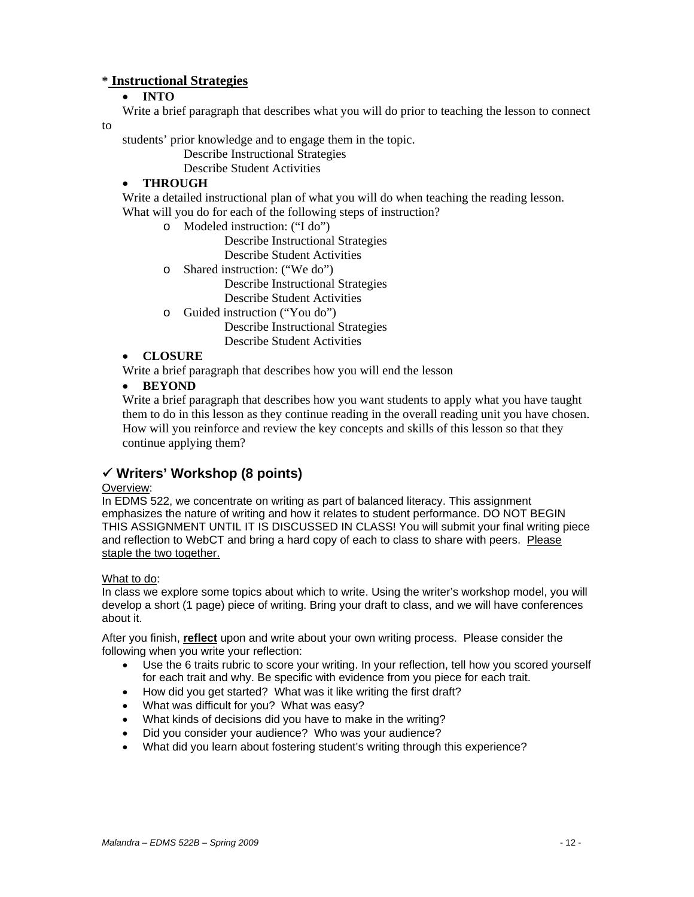**\* Instructional Strategies**

- **INTO**

Write a brief paragraph that describes what you will do prior to teaching the lesson to connect to students' prior knowledge and to engage them in the topic.

Describe Instructional Strategies
Describe Student Activities

- **THROUGH**

Write a detailed instructional plan of what you will do when teaching the reading lesson. What will you do for each of the following steps of instruction?

- Modeled instruction: ("I do")
  Describe Instructional Strategies
  Describe Student Activities
- Shared instruction: ("We do")
  Describe Instructional Strategies
  Describe Student Activities
- Guided instruction ("You do")
  Describe Instructional Strategies
  Describe Student Activities

- **CLOSURE**

Write a brief paragraph that describes how you will end the lesson

- **BEYOND**

Write a brief paragraph that describes how you want students to apply what you have taught them to do in this lesson as they continue reading in the overall reading unit you have chosen. How will you reinforce and review the key concepts and skills of this lesson so that they continue applying them?

## ✓ Writers' Workshop (8 points)

Overview:

In EDMS 522, we concentrate on writing as part of balanced literacy. This assignment emphasizes the nature of writing and how it relates to student performance. DO NOT BEGIN THIS ASSIGNMENT UNTIL IT IS DISCUSSED IN CLASS! You will submit your final writing piece and reflection to WebCT and bring a hard copy of each to class to share with peers. Please staple the two together.

What to do:

In class we explore some topics about which to write. Using the writer's workshop model, you will develop a short (1 page) piece of writing. Bring your draft to class, and we will have conferences about it.

After you finish, **reflect** upon and write about your own writing process. Please consider the following when you write your reflection:

- Use the 6 traits rubric to score your writing. In your reflection, tell how you scored yourself for each trait and why. Be specific with evidence from you piece for each trait.
- How did you get started? What was it like writing the first draft?
- What was difficult for you? What was easy?
- What kinds of decisions did you have to make in the writing?
- Did you consider your audience? Who was your audience?
- What did you learn about fostering student's writing through this experience?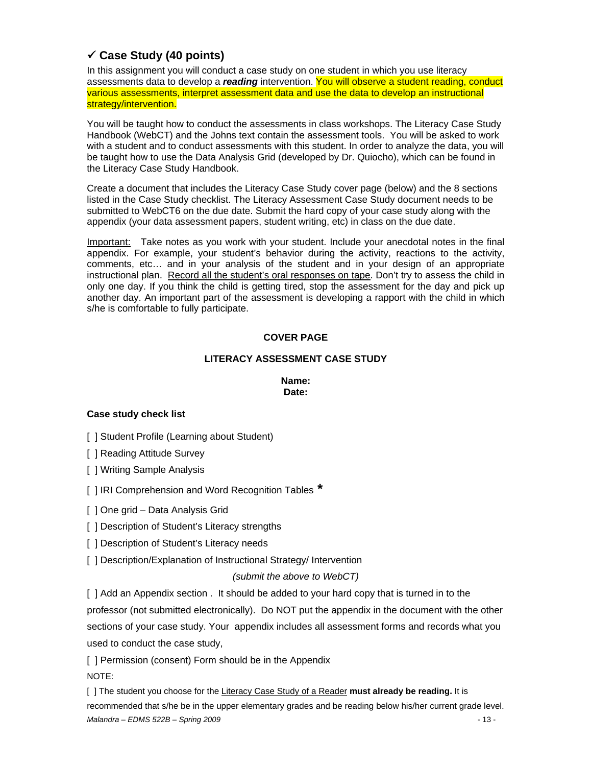## ✓ Case Study (40 points)

In this assignment you will conduct a case study on one student in which you use literacy assessments data to develop a ***reading*** intervention. You will observe a student reading, conduct various assessments, interpret assessment data and use the data to develop an instructional strategy/intervention.

You will be taught how to conduct the assessments in class workshops. The Literacy Case Study Handbook (WebCT) and the Johns text contain the assessment tools. You will be asked to work with a student and to conduct assessments with this student. In order to analyze the data, you will be taught how to use the Data Analysis Grid (developed by Dr. Quiocho), which can be found in the Literacy Case Study Handbook.

Create a document that includes the Literacy Case Study cover page (below) and the 8 sections listed in the Case Study checklist. The Literacy Assessment Case Study document needs to be submitted to WebCT6 on the due date. Submit the hard copy of your case study along with the appendix (your data assessment papers, student writing, etc) in class on the due date.

<u>Important:</u> Take notes as you work with your student. Include your anecdotal notes in the final appendix. For example, your student's behavior during the activity, reactions to the activity, comments, etc… and in your analysis of the student and in your design of an appropriate instructional plan. <u>Record all the student's oral responses on tape</u>. Don't try to assess the child in only one day. If you think the child is getting tired, stop the assessment for the day and pick up another day. An important part of the assessment is developing a rapport with the child in which s/he is comfortable to fully participate.

**COVER PAGE**

**LITERACY ASSESSMENT CASE STUDY**

**Name:**
**Date:**

**Case study check list**

[ ] Student Profile (Learning about Student)

[ ] Reading Attitude Survey

[ ] Writing Sample Analysis

[ ] IRI Comprehension and Word Recognition Tables **\***

[ ] One grid – Data Analysis Grid

[ ] Description of Student's Literacy strengths

[ ] Description of Student's Literacy needs

[ ] Description/Explanation of Instructional Strategy/ Intervention

*(submit the above to WebCT)*

[ ] Add an Appendix section . It should be added to your hard copy that is turned in to the professor (not submitted electronically). Do NOT put the appendix in the document with the other sections of your case study. Your appendix includes all assessment forms and records what you used to conduct the case study,

[ ] Permission (consent) Form should be in the Appendix

NOTE:

[ ] The student you choose for the <u>Literacy Case Study of a Reader</u> **must already be reading.** It is recommended that s/he be in the upper elementary grades and be reading below his/her current grade level.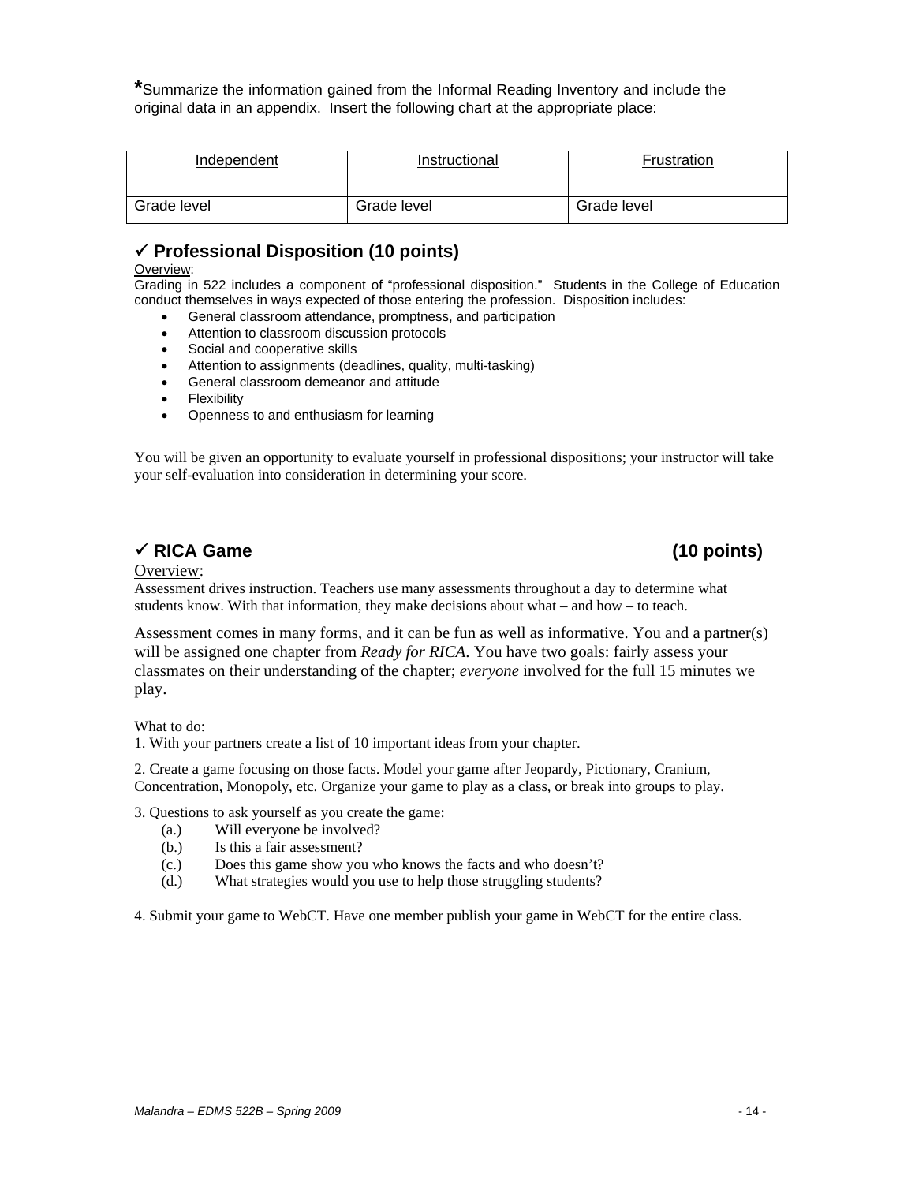*Summarize the information gained from the Informal Reading Inventory and include the original data in an appendix. Insert the following chart at the appropriate place:

| Independent | Instructional | Frustration |
|---|---|---|
| Grade level | Grade level | Grade level |

## ✓ Professional Disposition (10 points)

Overview:

Grading in 522 includes a component of "professional disposition." Students in the College of Education conduct themselves in ways expected of those entering the profession. Disposition includes:

- General classroom attendance, promptness, and participation
- Attention to classroom discussion protocols
- Social and cooperative skills
- Attention to assignments (deadlines, quality, multi-tasking)
- General classroom demeanor and attitude
- Flexibility
- Openness to and enthusiasm for learning

You will be given an opportunity to evaluate yourself in professional dispositions; your instructor will take your self-evaluation into consideration in determining your score.

## ✓ RICA Game (10 points)

Overview:

Assessment drives instruction. Teachers use many assessments throughout a day to determine what students know. With that information, they make decisions about what – and how – to teach.

Assessment comes in many forms, and it can be fun as well as informative. You and a partner(s) will be assigned one chapter from *Ready for RICA.* You have two goals: fairly assess your classmates on their understanding of the chapter; *everyone* involved for the full 15 minutes we play.

What to do:

1. With your partners create a list of 10 important ideas from your chapter.

2. Create a game focusing on those facts. Model your game after Jeopardy, Pictionary, Cranium, Concentration, Monopoly, etc. Organize your game to play as a class, or break into groups to play.

3. Questions to ask yourself as you create the game:
   - (a.) Will everyone be involved?
   - (b.) Is this a fair assessment?
   - (c.) Does this game show you who knows the facts and who doesn't?
   - (d.) What strategies would you use to help those struggling students?

4. Submit your game to WebCT. Have one member publish your game in WebCT for the entire class.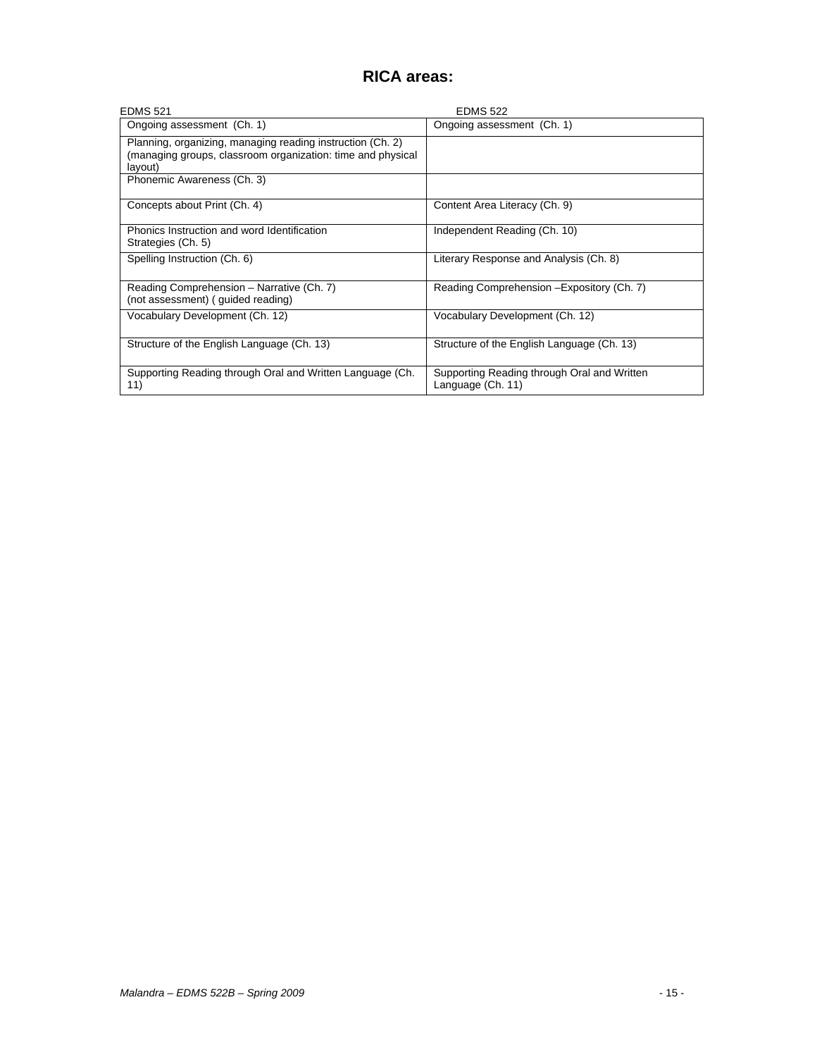# RICA areas:

| EDMS 521 | EDMS 522 |
|---|---|
| Ongoing assessment (Ch. 1) | Ongoing assessment (Ch. 1) |
| Planning, organizing, managing reading instruction (Ch. 2) (managing groups, classroom organization: time and physical layout) | |
| Phonemic Awareness (Ch. 3) | |
| Concepts about Print (Ch. 4) | Content Area Literacy (Ch. 9) |
| Phonics Instruction and word Identification Strategies (Ch. 5) | Independent Reading (Ch. 10) |
| Spelling Instruction (Ch. 6) | Literary Response and Analysis (Ch. 8) |
| Reading Comprehension – Narrative (Ch. 7) (not assessment) ( guided reading) | Reading Comprehension –Expository (Ch. 7) |
| Vocabulary Development (Ch. 12) | Vocabulary Development (Ch. 12) |
| Structure of the English Language (Ch. 13) | Structure of the English Language (Ch. 13) |
| Supporting Reading through Oral and Written Language (Ch. 11) | Supporting Reading through Oral and Written Language (Ch. 11) |